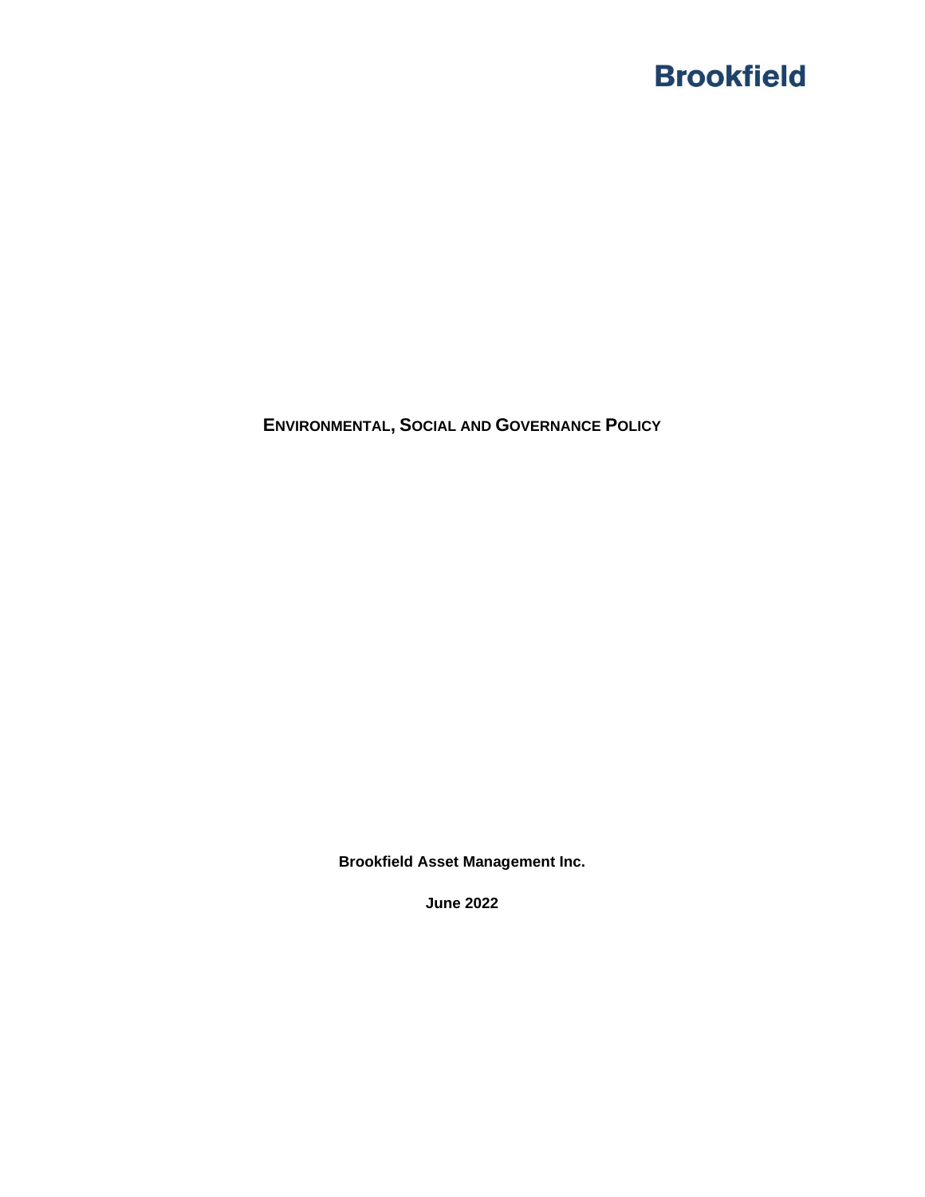Brookfield

# ENVIRONMENTAL, SOCIAL AND GOVERNANCE POLICY

**Brookfield Asset Management Inc.**

**June 2022**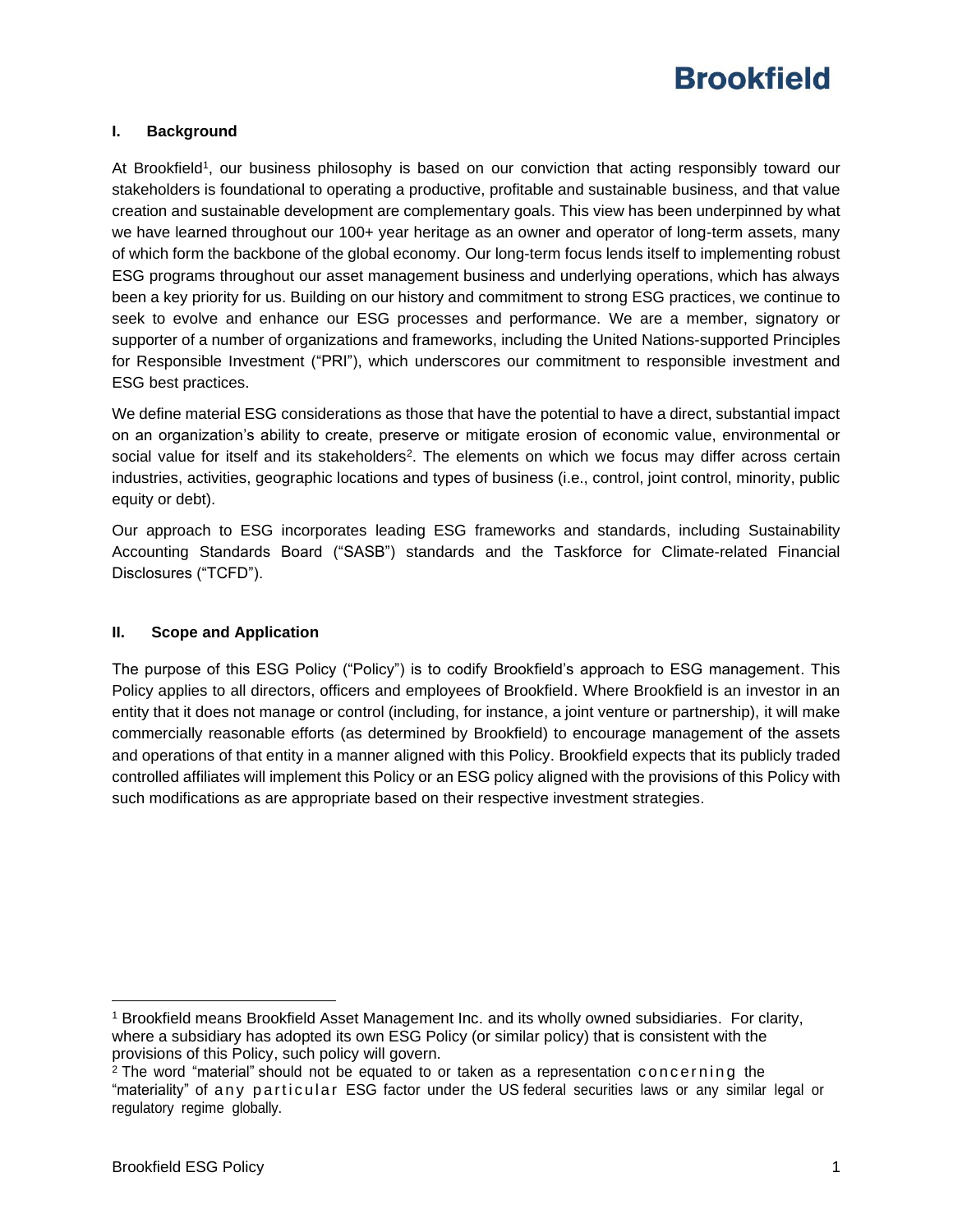## I. Background

At Brookfield[1], our business philosophy is based on our conviction that acting responsibly toward our stakeholders is foundational to operating a productive, profitable and sustainable business, and that value creation and sustainable development are complementary goals. This view has been underpinned by what we have learned throughout our 100+ year heritage as an owner and operator of long-term assets, many of which form the backbone of the global economy. Our long-term focus lends itself to implementing robust ESG programs throughout our asset management business and underlying operations, which has always been a key priority for us. Building on our history and commitment to strong ESG practices, we continue to seek to evolve and enhance our ESG processes and performance. We are a member, signatory or supporter of a number of organizations and frameworks, including the United Nations-supported Principles for Responsible Investment ("PRI"), which underscores our commitment to responsible investment and ESG best practices.

We define material ESG considerations as those that have the potential to have a direct, substantial impact on an organization's ability to create, preserve or mitigate erosion of economic value, environmental or social value for itself and its stakeholders[2]. The elements on which we focus may differ across certain industries, activities, geographic locations and types of business (i.e., control, joint control, minority, public equity or debt).

Our approach to ESG incorporates leading ESG frameworks and standards, including Sustainability Accounting Standards Board ("SASB") standards and the Taskforce for Climate-related Financial Disclosures ("TCFD").

## II. Scope and Application

The purpose of this ESG Policy ("Policy") is to codify Brookfield's approach to ESG management. This Policy applies to all directors, officers and employees of Brookfield. Where Brookfield is an investor in an entity that it does not manage or control (including, for instance, a joint venture or partnership), it will make commercially reasonable efforts (as determined by Brookfield) to encourage management of the assets and operations of that entity in a manner aligned with this Policy. Brookfield expects that its publicly traded controlled affiliates will implement this Policy or an ESG policy aligned with the provisions of this Policy with such modifications as are appropriate based on their respective investment strategies.

---

[1] Brookfield means Brookfield Asset Management Inc. and its wholly owned subsidiaries. For clarity, where a subsidiary has adopted its own ESG Policy (or similar policy) that is consistent with the provisions of this Policy, such policy will govern.

[2] The word "material" should not be equated to or taken as a representation concerning the "materiality" of any particular ESG factor under the US federal securities laws or any similar legal or regulatory regime globally.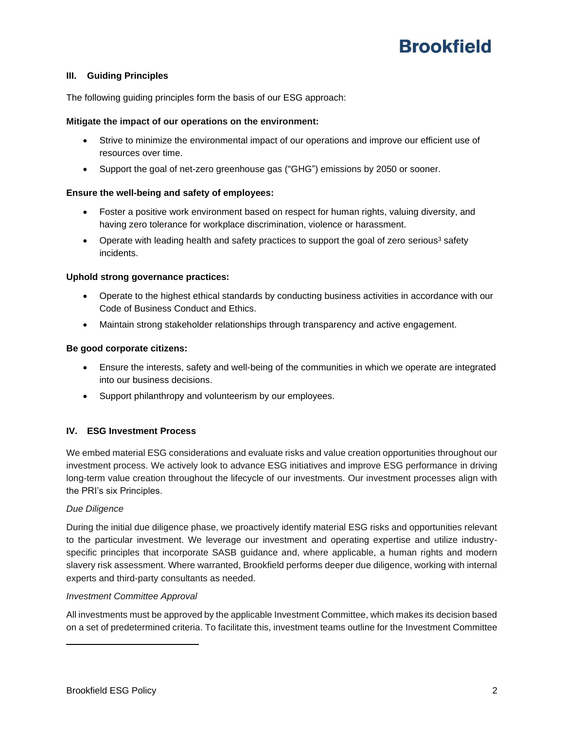## III. Guiding Principles

The following guiding principles form the basis of our ESG approach:

**Mitigate the impact of our operations on the environment:**

- Strive to minimize the environmental impact of our operations and improve our efficient use of resources over time.
- Support the goal of net-zero greenhouse gas ("GHG") emissions by 2050 or sooner.

**Ensure the well-being and safety of employees:**

- Foster a positive work environment based on respect for human rights, valuing diversity, and having zero tolerance for workplace discrimination, violence or harassment.
- Operate with leading health and safety practices to support the goal of zero serious[3] safety incidents.

**Uphold strong governance practices:**

- Operate to the highest ethical standards by conducting business activities in accordance with our Code of Business Conduct and Ethics.
- Maintain strong stakeholder relationships through transparency and active engagement.

**Be good corporate citizens:**

- Ensure the interests, safety and well-being of the communities in which we operate are integrated into our business decisions.
- Support philanthropy and volunteerism by our employees.

## IV. ESG Investment Process

We embed material ESG considerations and evaluate risks and value creation opportunities throughout our investment process. We actively look to advance ESG initiatives and improve ESG performance in driving long-term value creation throughout the lifecycle of our investments. Our investment processes align with the PRI's six Principles.

*Due Diligence*

During the initial due diligence phase, we proactively identify material ESG risks and opportunities relevant to the particular investment. We leverage our investment and operating expertise and utilize industry-specific principles that incorporate SASB guidance and, where applicable, a human rights and modern slavery risk assessment. Where warranted, Brookfield performs deeper due diligence, working with internal experts and third-party consultants as needed.

*Investment Committee Approval*

All investments must be approved by the applicable Investment Committee, which makes its decision based on a set of predetermined criteria. To facilitate this, investment teams outline for the Investment Committee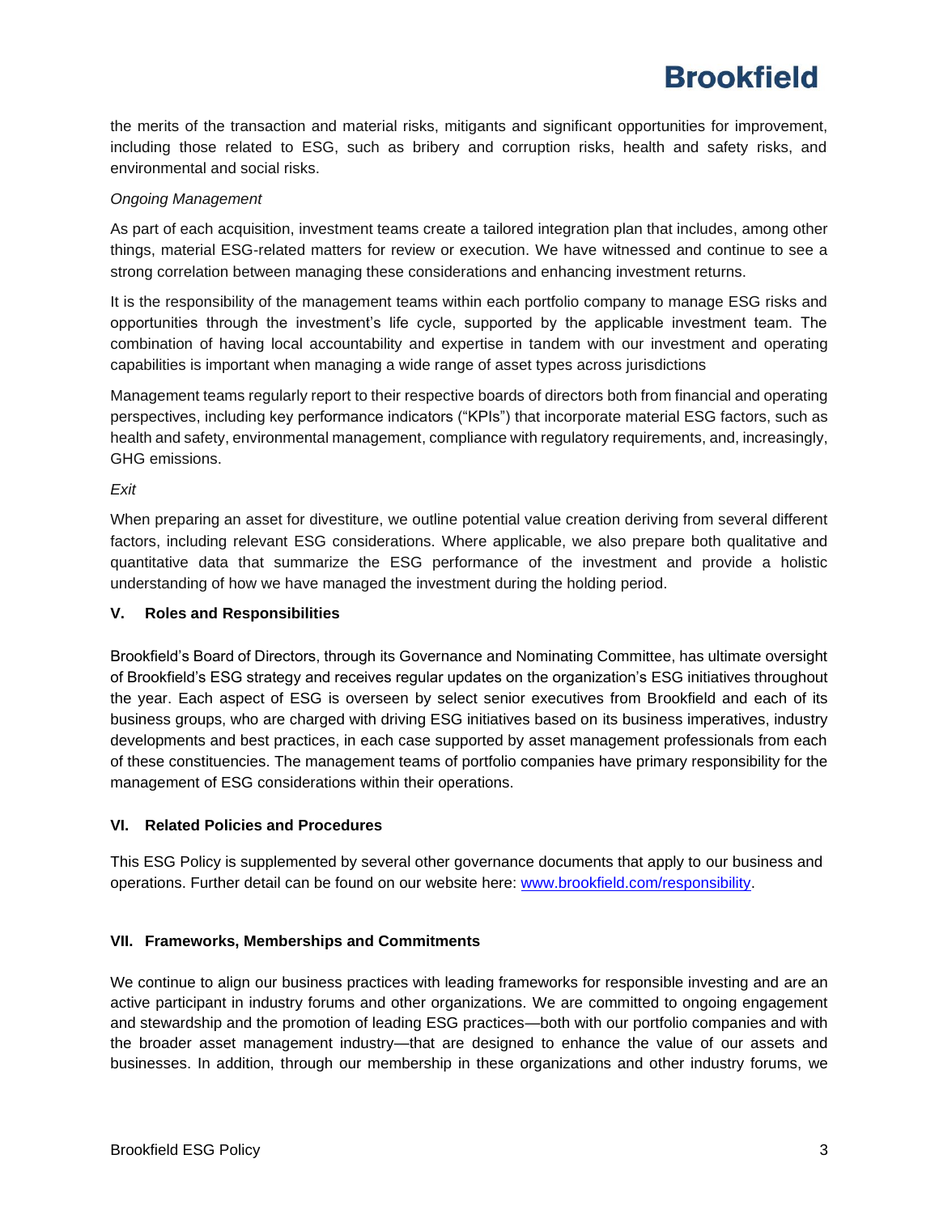the merits of the transaction and material risks, mitigants and significant opportunities for improvement, including those related to ESG, such as bribery and corruption risks, health and safety risks, and environmental and social risks.

*Ongoing Management*

As part of each acquisition, investment teams create a tailored integration plan that includes, among other things, material ESG-related matters for review or execution. We have witnessed and continue to see a strong correlation between managing these considerations and enhancing investment returns.

It is the responsibility of the management teams within each portfolio company to manage ESG risks and opportunities through the investment's life cycle, supported by the applicable investment team. The combination of having local accountability and expertise in tandem with our investment and operating capabilities is important when managing a wide range of asset types across jurisdictions

Management teams regularly report to their respective boards of directors both from financial and operating perspectives, including key performance indicators ("KPIs") that incorporate material ESG factors, such as health and safety, environmental management, compliance with regulatory requirements, and, increasingly, GHG emissions.

*Exit*

When preparing an asset for divestiture, we outline potential value creation deriving from several different factors, including relevant ESG considerations. Where applicable, we also prepare both qualitative and quantitative data that summarize the ESG performance of the investment and provide a holistic understanding of how we have managed the investment during the holding period.

## V. Roles and Responsibilities

Brookfield's Board of Directors, through its Governance and Nominating Committee, has ultimate oversight of Brookfield's ESG strategy and receives regular updates on the organization's ESG initiatives throughout the year. Each aspect of ESG is overseen by select senior executives from Brookfield and each of its business groups, who are charged with driving ESG initiatives based on its business imperatives, industry developments and best practices, in each case supported by asset management professionals from each of these constituencies. The management teams of portfolio companies have primary responsibility for the management of ESG considerations within their operations.

## VI. Related Policies and Procedures

This ESG Policy is supplemented by several other governance documents that apply to our business and operations. Further detail can be found on our website here: [www.brookfield.com/responsibility](http://www.brookfield.com/responsibility).

## VII. Frameworks, Memberships and Commitments

We continue to align our business practices with leading frameworks for responsible investing and are an active participant in industry forums and other organizations. We are committed to ongoing engagement and stewardship and the promotion of leading ESG practices—both with our portfolio companies and with the broader asset management industry—that are designed to enhance the value of our assets and businesses. In addition, through our membership in these organizations and other industry forums, we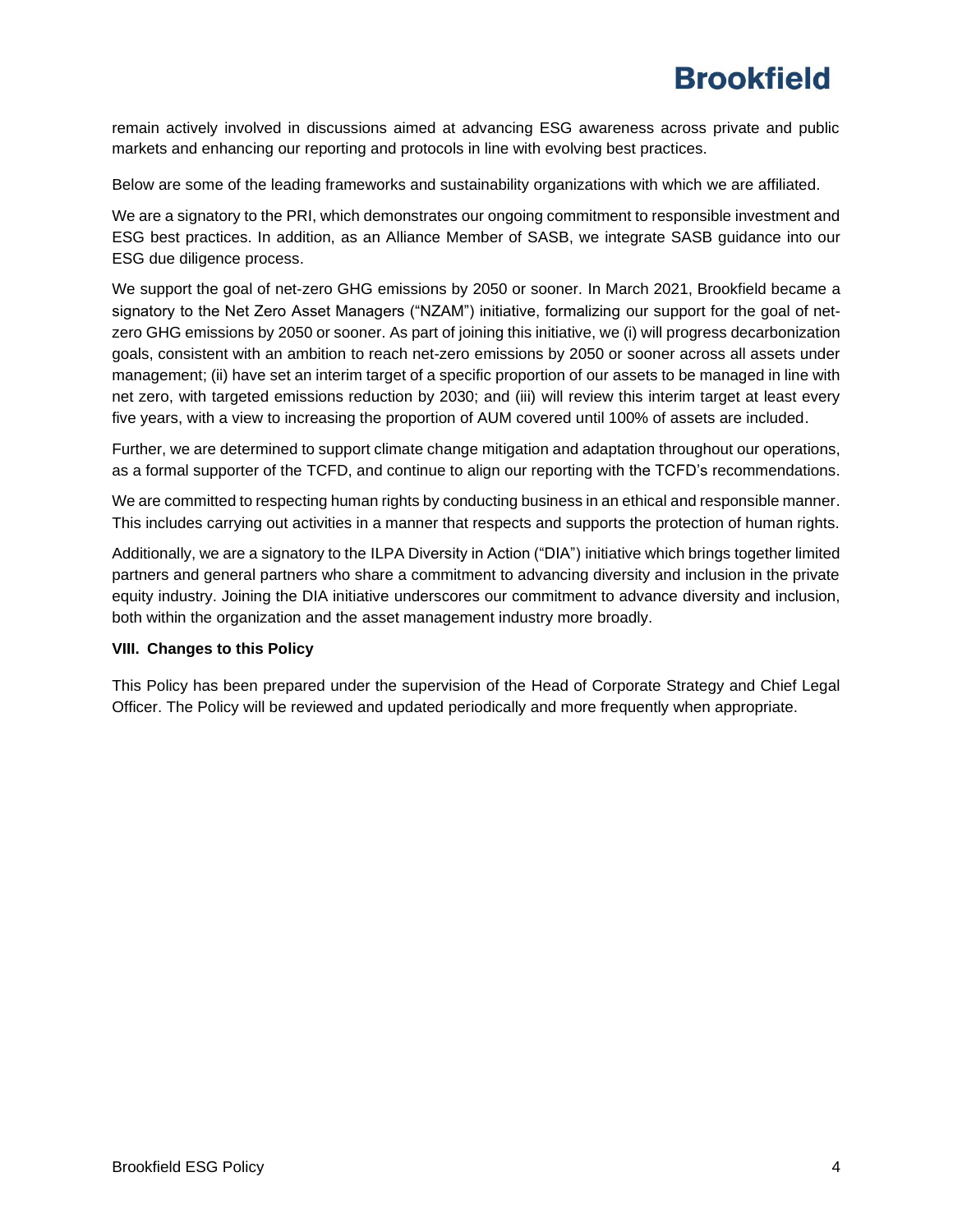remain actively involved in discussions aimed at advancing ESG awareness across private and public markets and enhancing our reporting and protocols in line with evolving best practices.

Below are some of the leading frameworks and sustainability organizations with which we are affiliated.

We are a signatory to the PRI, which demonstrates our ongoing commitment to responsible investment and ESG best practices. In addition, as an Alliance Member of SASB, we integrate SASB guidance into our ESG due diligence process.

We support the goal of net-zero GHG emissions by 2050 or sooner. In March 2021, Brookfield became a signatory to the Net Zero Asset Managers ("NZAM") initiative, formalizing our support for the goal of net-zero GHG emissions by 2050 or sooner. As part of joining this initiative, we (i) will progress decarbonization goals, consistent with an ambition to reach net-zero emissions by 2050 or sooner across all assets under management; (ii) have set an interim target of a specific proportion of our assets to be managed in line with net zero, with targeted emissions reduction by 2030; and (iii) will review this interim target at least every five years, with a view to increasing the proportion of AUM covered until 100% of assets are included.

Further, we are determined to support climate change mitigation and adaptation throughout our operations, as a formal supporter of the TCFD, and continue to align our reporting with the TCFD's recommendations.

We are committed to respecting human rights by conducting business in an ethical and responsible manner. This includes carrying out activities in a manner that respects and supports the protection of human rights.

Additionally, we are a signatory to the ILPA Diversity in Action ("DIA") initiative which brings together limited partners and general partners who share a commitment to advancing diversity and inclusion in the private equity industry. Joining the DIA initiative underscores our commitment to advance diversity and inclusion, both within the organization and the asset management industry more broadly.

### VIII. Changes to this Policy

This Policy has been prepared under the supervision of the Head of Corporate Strategy and Chief Legal Officer. The Policy will be reviewed and updated periodically and more frequently when appropriate.